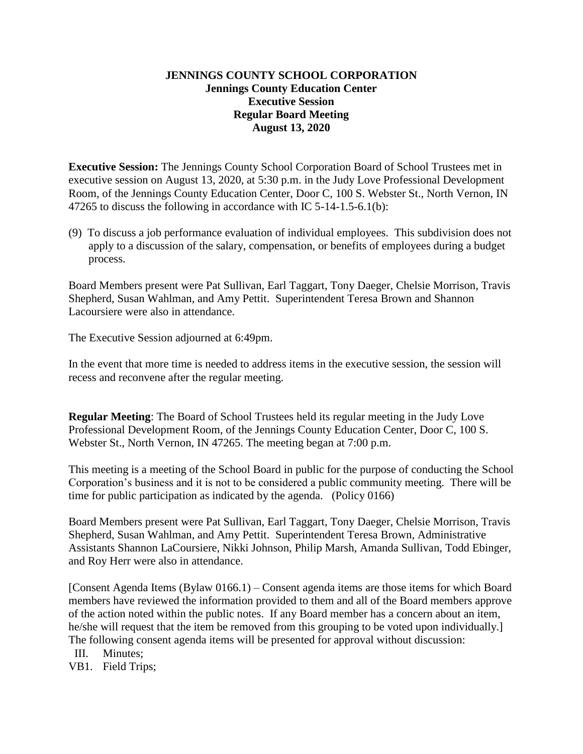# JENNINGS COUNTY SCHOOL CORPORATION
## Jennings County Education Center
## Executive Session
## Regular Board Meeting
## August 13, 2020

**Executive Session:** The Jennings County School Corporation Board of School Trustees met in executive session on August 13, 2020, at 5:30 p.m. in the Judy Love Professional Development Room, of the Jennings County Education Center, Door C, 100 S. Webster St., North Vernon, IN 47265 to discuss the following in accordance with IC 5-14-1.5-6.1(b):

(9) To discuss a job performance evaluation of individual employees. This subdivision does not apply to a discussion of the salary, compensation, or benefits of employees during a budget process.

Board Members present were Pat Sullivan, Earl Taggart, Tony Daeger, Chelsie Morrison, Travis Shepherd, Susan Wahlman, and Amy Pettit. Superintendent Teresa Brown and Shannon Lacoursiere were also in attendance.

The Executive Session adjourned at 6:49pm.

In the event that more time is needed to address items in the executive session, the session will recess and reconvene after the regular meeting.

**Regular Meeting**: The Board of School Trustees held its regular meeting in the Judy Love Professional Development Room, of the Jennings County Education Center, Door C, 100 S. Webster St., North Vernon, IN 47265. The meeting began at 7:00 p.m.

This meeting is a meeting of the School Board in public for the purpose of conducting the School Corporation's business and it is not to be considered a public community meeting. There will be time for public participation as indicated by the agenda. (Policy 0166)

Board Members present were Pat Sullivan, Earl Taggart, Tony Daeger, Chelsie Morrison, Travis Shepherd, Susan Wahlman, and Amy Pettit. Superintendent Teresa Brown, Administrative Assistants Shannon LaCoursiere, Nikki Johnson, Philip Marsh, Amanda Sullivan, Todd Ebinger, and Roy Herr were also in attendance.

[Consent Agenda Items (Bylaw 0166.1) – Consent agenda items are those items for which Board members have reviewed the information provided to them and all of the Board members approve of the action noted within the public notes. If any Board member has a concern about an item, he/she will request that the item be removed from this grouping to be voted upon individually.] The following consent agenda items will be presented for approval without discussion:

III. Minutes;
VB1. Field Trips;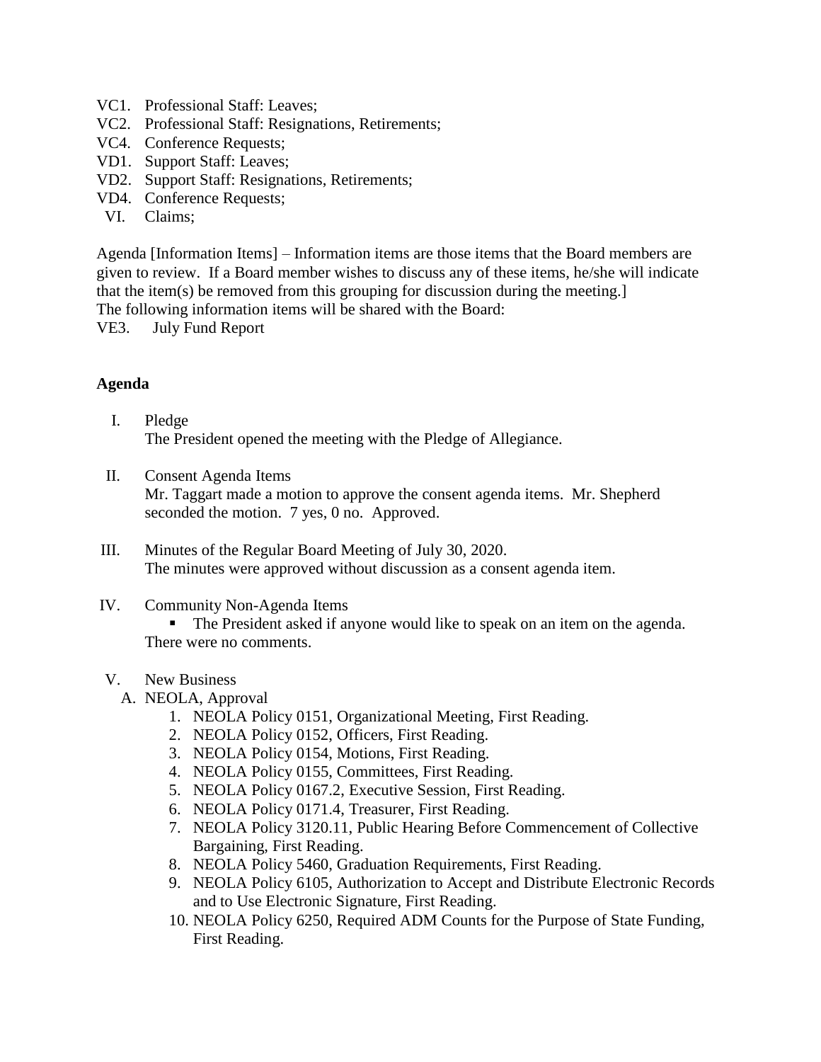VC1. Professional Staff: Leaves;
VC2. Professional Staff: Resignations, Retirements;
VC4. Conference Requests;
VD1. Support Staff: Leaves;
VD2. Support Staff: Resignations, Retirements;
VD4. Conference Requests;
VI. Claims;

Agenda [Information Items] – Information items are those items that the Board members are given to review. If a Board member wishes to discuss any of these items, he/she will indicate that the item(s) be removed from this grouping for discussion during the meeting.]
The following information items will be shared with the Board:
VE3. July Fund Report

**Agenda**

I. Pledge
The President opened the meeting with the Pledge of Allegiance.

II. Consent Agenda Items
Mr. Taggart made a motion to approve the consent agenda items. Mr. Shepherd seconded the motion. 7 yes, 0 no. Approved.

III. Minutes of the Regular Board Meeting of July 30, 2020.
The minutes were approved without discussion as a consent agenda item.

IV. Community Non-Agenda Items
- The President asked if anyone would like to speak on an item on the agenda. There were no comments.

V. New Business
A. NEOLA, Approval
1. NEOLA Policy 0151, Organizational Meeting, First Reading.
2. NEOLA Policy 0152, Officers, First Reading.
3. NEOLA Policy 0154, Motions, First Reading.
4. NEOLA Policy 0155, Committees, First Reading.
5. NEOLA Policy 0167.2, Executive Session, First Reading.
6. NEOLA Policy 0171.4, Treasurer, First Reading.
7. NEOLA Policy 3120.11, Public Hearing Before Commencement of Collective Bargaining, First Reading.
8. NEOLA Policy 5460, Graduation Requirements, First Reading.
9. NEOLA Policy 6105, Authorization to Accept and Distribute Electronic Records and to Use Electronic Signature, First Reading.
10. NEOLA Policy 6250, Required ADM Counts for the Purpose of State Funding, First Reading.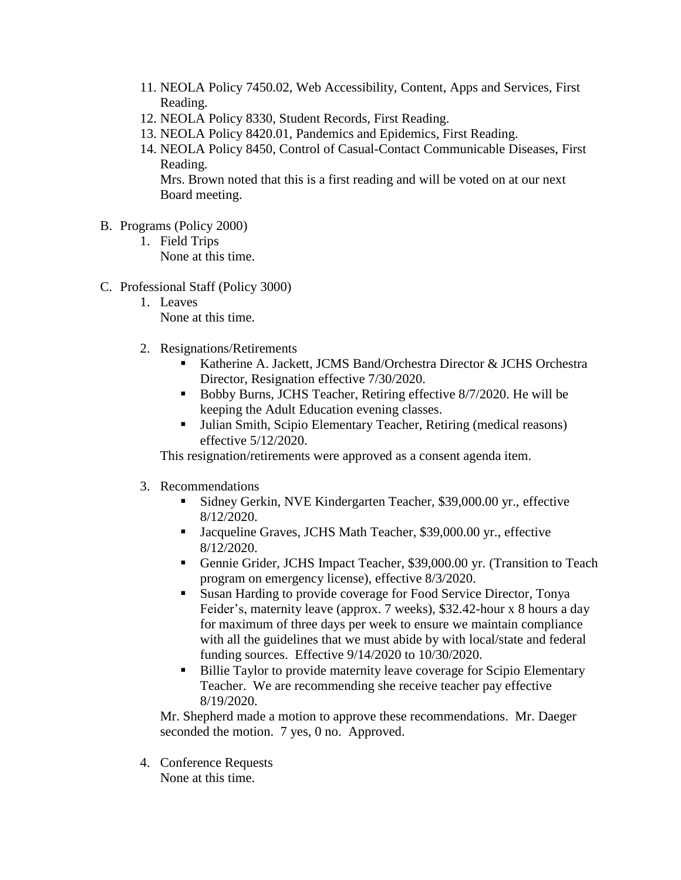11. NEOLA Policy 7450.02, Web Accessibility, Content, Apps and Services, First Reading.
12. NEOLA Policy 8330, Student Records, First Reading.
13. NEOLA Policy 8420.01, Pandemics and Epidemics, First Reading.
14. NEOLA Policy 8450, Control of Casual-Contact Communicable Diseases, First Reading.
    Mrs. Brown noted that this is a first reading and will be voted on at our next Board meeting.

B. Programs (Policy 2000)
   1. Field Trips
      None at this time.

C. Professional Staff (Policy 3000)
   1. Leaves
      None at this time.

   2. Resignations/Retirements
      - Katherine A. Jackett, JCMS Band/Orchestra Director & JCHS Orchestra Director, Resignation effective 7/30/2020.
      - Bobby Burns, JCHS Teacher, Retiring effective 8/7/2020. He will be keeping the Adult Education evening classes.
      - Julian Smith, Scipio Elementary Teacher, Retiring (medical reasons) effective 5/12/2020.

      This resignation/retirements were approved as a consent agenda item.

   3. Recommendations
      - Sidney Gerkin, NVE Kindergarten Teacher, $39,000.00 yr., effective 8/12/2020.
      - Jacqueline Graves, JCHS Math Teacher, $39,000.00 yr., effective 8/12/2020.
      - Gennie Grider, JCHS Impact Teacher, $39,000.00 yr. (Transition to Teach program on emergency license), effective 8/3/2020.
      - Susan Harding to provide coverage for Food Service Director, Tonya Feider's, maternity leave (approx. 7 weeks), $32.42-hour x 8 hours a day for maximum of three days per week to ensure we maintain compliance with all the guidelines that we must abide by with local/state and federal funding sources. Effective 9/14/2020 to 10/30/2020.
      - Billie Taylor to provide maternity leave coverage for Scipio Elementary Teacher. We are recommending she receive teacher pay effective 8/19/2020.

      Mr. Shepherd made a motion to approve these recommendations. Mr. Daeger seconded the motion. 7 yes, 0 no. Approved.

   4. Conference Requests
      None at this time.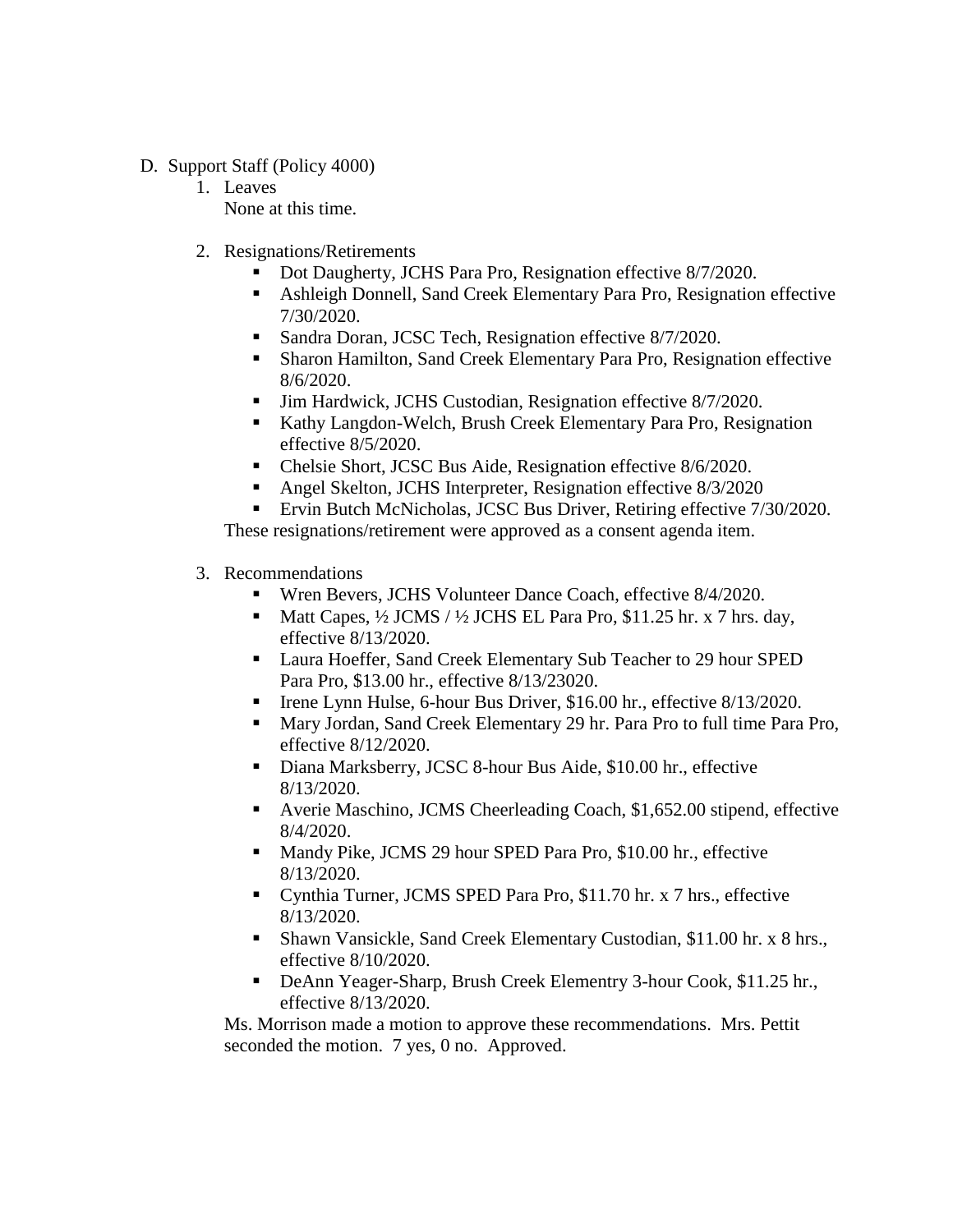D. Support Staff (Policy 4000)

1. Leaves

   None at this time.

2. Resignations/Retirements

   - Dot Daugherty, JCHS Para Pro, Resignation effective 8/7/2020.
   - Ashleigh Donnell, Sand Creek Elementary Para Pro, Resignation effective 7/30/2020.
   - Sandra Doran, JCSC Tech, Resignation effective 8/7/2020.
   - Sharon Hamilton, Sand Creek Elementary Para Pro, Resignation effective 8/6/2020.
   - Jim Hardwick, JCHS Custodian, Resignation effective 8/7/2020.
   - Kathy Langdon-Welch, Brush Creek Elementary Para Pro, Resignation effective 8/5/2020.
   - Chelsie Short, JCSC Bus Aide, Resignation effective 8/6/2020.
   - Angel Skelton, JCHS Interpreter, Resignation effective 8/3/2020
   - Ervin Butch McNicholas, JCSC Bus Driver, Retiring effective 7/30/2020.

   These resignations/retirement were approved as a consent agenda item.

3. Recommendations

   - Wren Bevers, JCHS Volunteer Dance Coach, effective 8/4/2020.
   - Matt Capes, ½ JCMS / ½ JCHS EL Para Pro, $11.25 hr. x 7 hrs. day, effective 8/13/2020.
   - Laura Hoeffer, Sand Creek Elementary Sub Teacher to 29 hour SPED Para Pro, $13.00 hr., effective 8/13/23020.
   - Irene Lynn Hulse, 6-hour Bus Driver, $16.00 hr., effective 8/13/2020.
   - Mary Jordan, Sand Creek Elementary 29 hr. Para Pro to full time Para Pro, effective 8/12/2020.
   - Diana Marksberry, JCSC 8-hour Bus Aide, $10.00 hr., effective 8/13/2020.
   - Averie Maschino, JCMS Cheerleading Coach, $1,652.00 stipend, effective 8/4/2020.
   - Mandy Pike, JCMS 29 hour SPED Para Pro, $10.00 hr., effective 8/13/2020.
   - Cynthia Turner, JCMS SPED Para Pro, $11.70 hr. x 7 hrs., effective 8/13/2020.
   - Shawn Vansickle, Sand Creek Elementary Custodian, $11.00 hr. x 8 hrs., effective 8/10/2020.
   - DeAnn Yeager-Sharp, Brush Creek Elementry 3-hour Cook, $11.25 hr., effective 8/13/2020.

   Ms. Morrison made a motion to approve these recommendations. Mrs. Pettit seconded the motion. 7 yes, 0 no. Approved.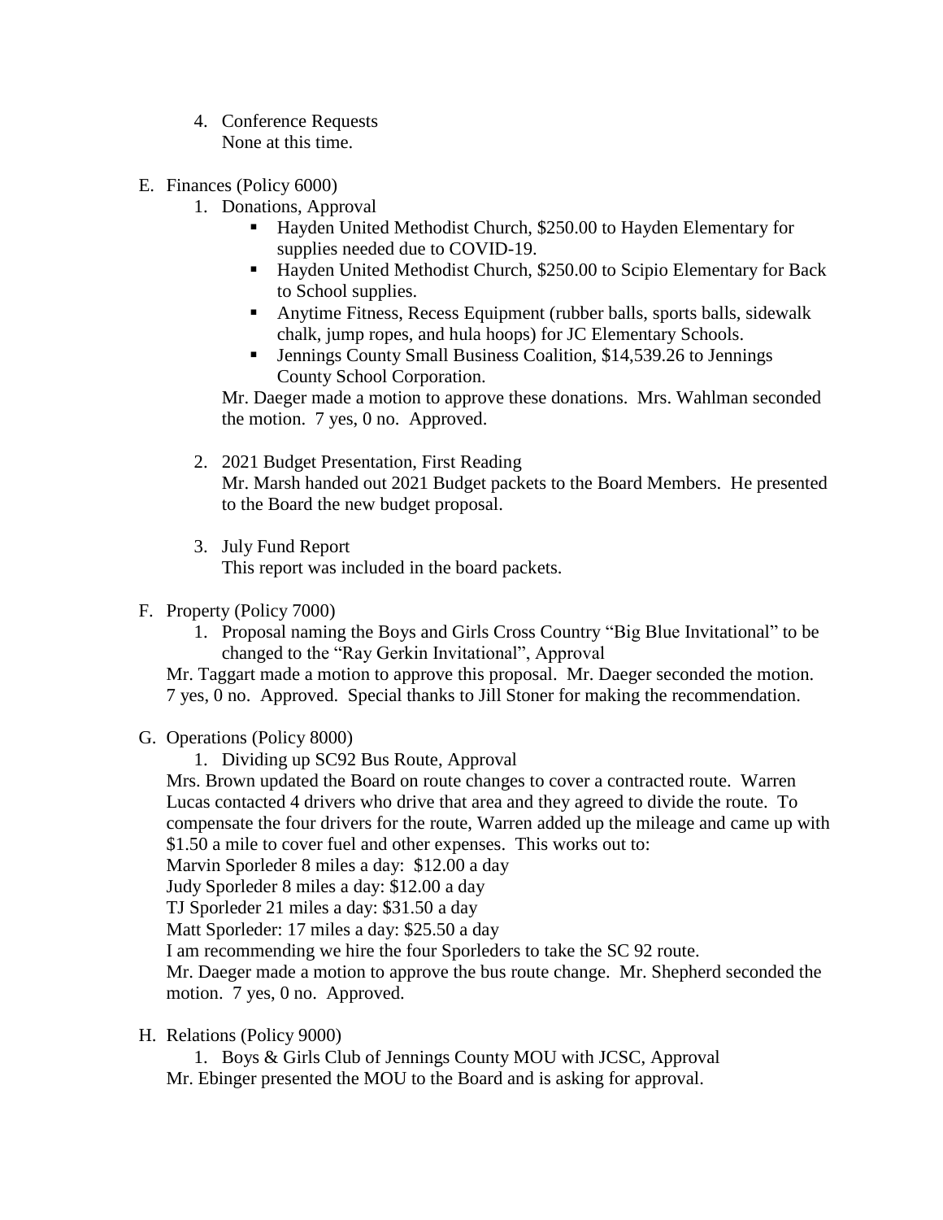4. Conference Requests
   None at this time.

E. Finances (Policy 6000)
   1. Donations, Approval
      - Hayden United Methodist Church, $250.00 to Hayden Elementary for supplies needed due to COVID-19.
      - Hayden United Methodist Church, $250.00 to Scipio Elementary for Back to School supplies.
      - Anytime Fitness, Recess Equipment (rubber balls, sports balls, sidewalk chalk, jump ropes, and hula hoops) for JC Elementary Schools.
      - Jennings County Small Business Coalition, $14,539.26 to Jennings County School Corporation.

      Mr. Daeger made a motion to approve these donations. Mrs. Wahlman seconded the motion. 7 yes, 0 no. Approved.

   2. 2021 Budget Presentation, First Reading
      Mr. Marsh handed out 2021 Budget packets to the Board Members. He presented to the Board the new budget proposal.

   3. July Fund Report
      This report was included in the board packets.

F. Property (Policy 7000)
   1. Proposal naming the Boys and Girls Cross Country "Big Blue Invitational" to be changed to the "Ray Gerkin Invitational", Approval

   Mr. Taggart made a motion to approve this proposal. Mr. Daeger seconded the motion. 7 yes, 0 no. Approved. Special thanks to Jill Stoner for making the recommendation.

G. Operations (Policy 8000)
   1. Dividing up SC92 Bus Route, Approval

   Mrs. Brown updated the Board on route changes to cover a contracted route. Warren Lucas contacted 4 drivers who drive that area and they agreed to divide the route. To compensate the four drivers for the route, Warren added up the mileage and came up with $1.50 a mile to cover fuel and other expenses. This works out to:
   Marvin Sporleder 8 miles a day: $12.00 a day
   Judy Sporleder 8 miles a day: $12.00 a day
   TJ Sporleder 21 miles a day: $31.50 a day
   Matt Sporleder: 17 miles a day: $25.50 a day
   I am recommending we hire the four Sporleders to take the SC 92 route.
   Mr. Daeger made a motion to approve the bus route change. Mr. Shepherd seconded the motion. 7 yes, 0 no. Approved.

H. Relations (Policy 9000)
   1. Boys & Girls Club of Jennings County MOU with JCSC, Approval

   Mr. Ebinger presented the MOU to the Board and is asking for approval.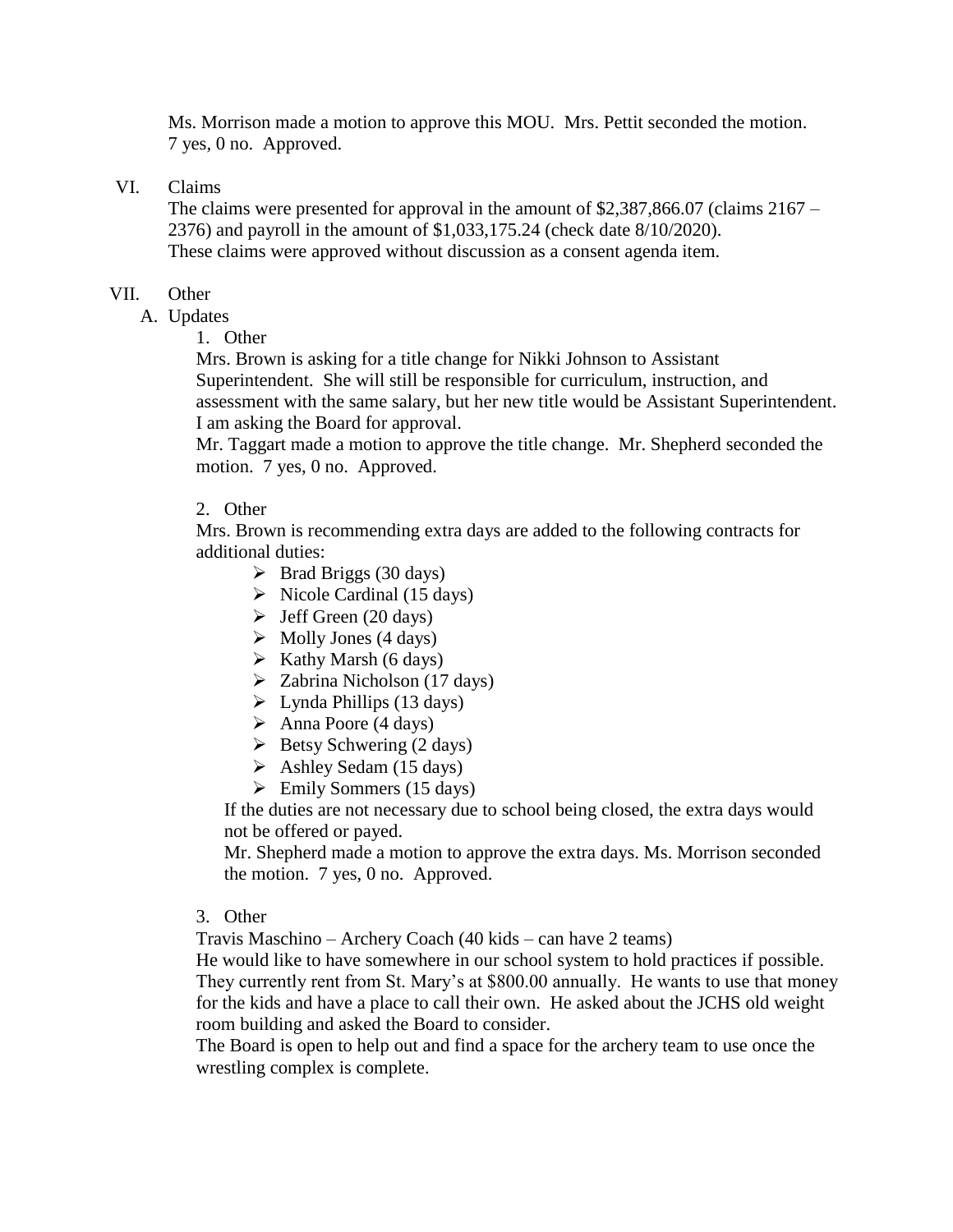Ms. Morrison made a motion to approve this MOU. Mrs. Pettit seconded the motion. 7 yes, 0 no. Approved.

VI. Claims

The claims were presented for approval in the amount of $2,387,866.07 (claims 2167 – 2376) and payroll in the amount of $1,033,175.24 (check date 8/10/2020). These claims were approved without discussion as a consent agenda item.

VII. Other

A. Updates

1. Other

Mrs. Brown is asking for a title change for Nikki Johnson to Assistant Superintendent. She will still be responsible for curriculum, instruction, and assessment with the same salary, but her new title would be Assistant Superintendent. I am asking the Board for approval.

Mr. Taggart made a motion to approve the title change. Mr. Shepherd seconded the motion. 7 yes, 0 no. Approved.

2. Other

Mrs. Brown is recommending extra days are added to the following contracts for additional duties:

- Brad Briggs (30 days)
- Nicole Cardinal (15 days)
- Jeff Green (20 days)
- Molly Jones (4 days)
- Kathy Marsh (6 days)
- Zabrina Nicholson (17 days)
- Lynda Phillips (13 days)
- Anna Poore (4 days)
- Betsy Schwering (2 days)
- Ashley Sedam (15 days)
- Emily Sommers (15 days)

If the duties are not necessary due to school being closed, the extra days would not be offered or payed.

Mr. Shepherd made a motion to approve the extra days. Ms. Morrison seconded the motion. 7 yes, 0 no. Approved.

3. Other

Travis Maschino – Archery Coach (40 kids – can have 2 teams)

He would like to have somewhere in our school system to hold practices if possible. They currently rent from St. Mary's at $800.00 annually. He wants to use that money for the kids and have a place to call their own. He asked about the JCHS old weight room building and asked the Board to consider.

The Board is open to help out and find a space for the archery team to use once the wrestling complex is complete.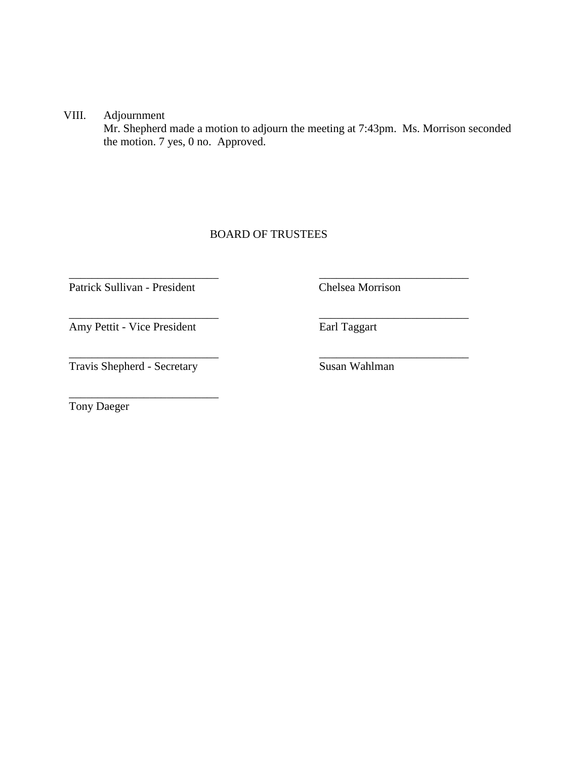VIII. Adjournment

Mr. Shepherd made a motion to adjourn the meeting at 7:43pm. Ms. Morrison seconded the motion. 7 yes, 0 no. Approved.

BOARD OF TRUSTEES

___________________________
Patrick Sullivan - President

___________________________
Amy Pettit - Vice President

___________________________
Travis Shepherd - Secretary

___________________________
Tony Daeger

___________________________
Chelsea Morrison

___________________________
Earl Taggart

___________________________
Susan Wahlman